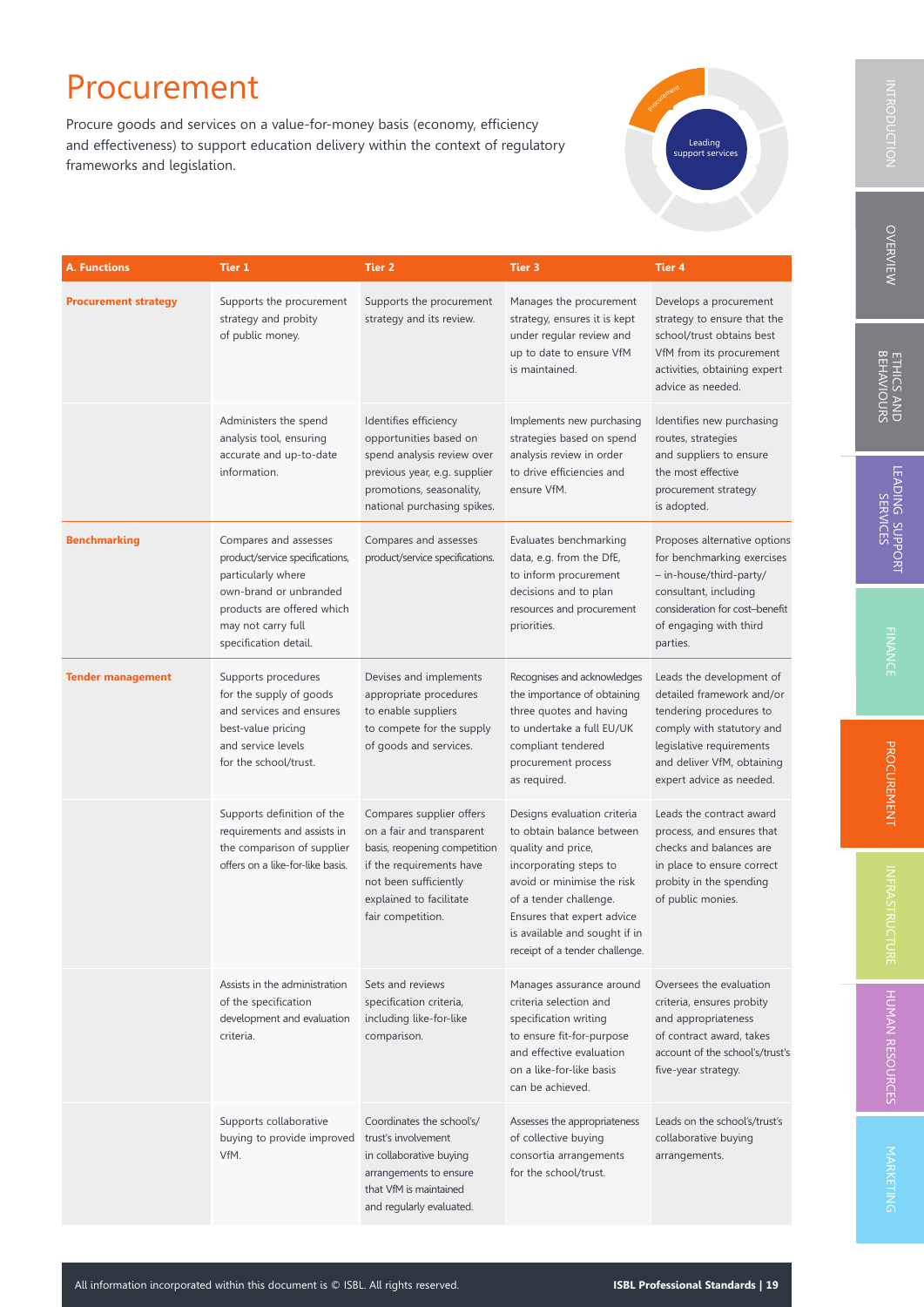# Procurement

Procure goods and services on a value-for-money basis (economy, efficiency and effectiveness) to support education delivery within the context of regulatory frameworks and legislation.

| A. Functions | Tier 1 | Tier 2 | Tier 3 | Tier 4 |
|---|---|---|---|---|
| **Procurement strategy** | Supports the procurement strategy and probity of public money. | Supports the procurement strategy and its review. | Manages the procurement strategy, ensures it is kept under regular review and up to date to ensure VfM is maintained. | Develops a procurement strategy to ensure that the school/trust obtains best VfM from its procurement activities, obtaining expert advice as needed. |
| | Administers the spend analysis tool, ensuring accurate and up-to-date information. | Identifies efficiency opportunities based on spend analysis review over previous year, e.g. supplier promotions, seasonality, national purchasing spikes. | Implements new purchasing strategies based on spend analysis review in order to drive efficiencies and ensure VfM. | Identifies new purchasing routes, strategies and suppliers to ensure the most effective procurement strategy is adopted. |
| **Benchmarking** | Compares and assesses product/service specifications, particularly where own-brand or unbranded products are offered which may not carry full specification detail. | Compares and assesses product/service specifications. | Evaluates benchmarking data, e.g. from the DfE, to inform procurement decisions and to plan resources and procurement priorities. | Proposes alternative options for benchmarking exercises – in-house/third-party/consultant, including consideration for cost–benefit of engaging with third parties. |
| **Tender management** | Supports procedures for the supply of goods and services and ensures best-value pricing and service levels for the school/trust. | Devises and implements appropriate procedures to enable suppliers to compete for the supply of goods and services. | Recognises and acknowledges the importance of obtaining three quotes and having to undertake a full EU/UK compliant tendered procurement process as required. | Leads the development of detailed framework and/or tendering procedures to comply with statutory and legislative requirements and deliver VfM, obtaining expert advice as needed. |
| | Supports definition of the requirements and assists in the comparison of supplier offers on a like-for-like basis. | Compares supplier offers on a fair and transparent basis, reopening competition if the requirements have not been sufficiently explained to facilitate fair competition. | Designs evaluation criteria to obtain balance between quality and price, incorporating steps to avoid or minimise the risk of a tender challenge. Ensures that expert advice is available and sought if in receipt of a tender challenge. | Leads the contract award process, and ensures that checks and balances are in place to ensure correct probity in the spending of public monies. |
| | Assists in the administration of the specification development and evaluation criteria. | Sets and reviews specification criteria, including like-for-like comparison. | Manages assurance around criteria selection and specification writing to ensure fit-for-purpose and effective evaluation on a like-for-like basis can be achieved. | Oversees the evaluation criteria, ensures probity and appropriateness of contract award, takes account of the school's/trust's five-year strategy. |
| | Supports collaborative buying to provide improved VfM. | Coordinates the school's/trust's involvement in collaborative buying arrangements to ensure that VfM is maintained and regularly evaluated. | Assesses the appropriateness of collective buying consortia arrangements for the school/trust. | Leads on the school's/trust's collaborative buying arrangements. |

All information incorporated within this document is © ISBL. All rights reserved.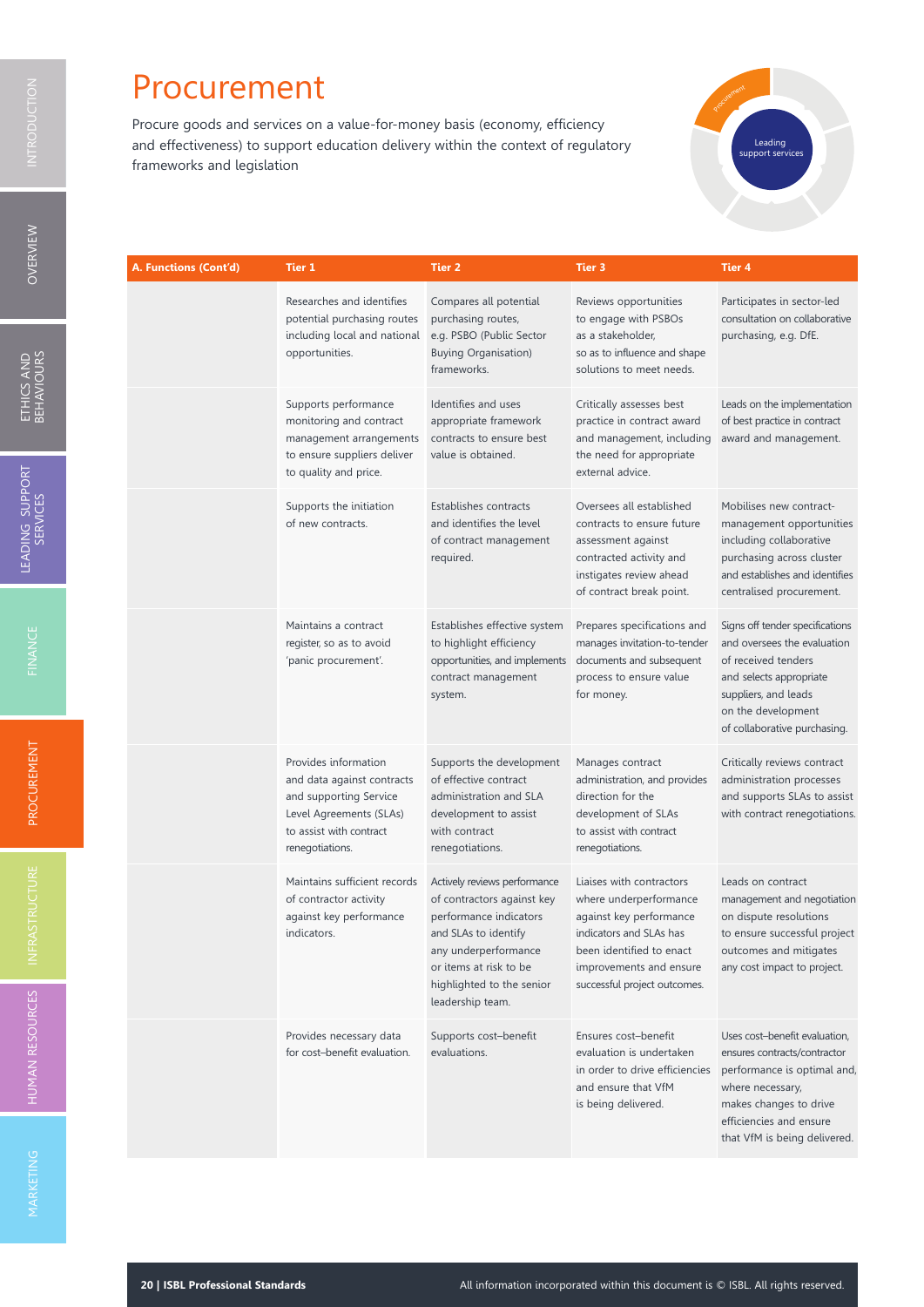# Procurement

Procure goods and services on a value-for-money basis (economy, efficiency and effectiveness) to support education delivery within the context of regulatory frameworks and legislation

| A. Functions (Cont'd) | Tier 1 | Tier 2 | Tier 3 | Tier 4 |
|---|---|---|---|---|
| | Researches and identifies potential purchasing routes including local and national opportunities. | Compares all potential purchasing routes, e.g. PSBO (Public Sector Buying Organisation) frameworks. | Reviews opportunities to engage with PSBOs as a stakeholder, so as to influence and shape solutions to meet needs. | Participates in sector-led consultation on collaborative purchasing, e.g. DfE. |
| | Supports performance monitoring and contract management arrangements to ensure suppliers deliver to quality and price. | Identifies and uses appropriate framework contracts to ensure best value is obtained. | Critically assesses best practice in contract award and management, including the need for appropriate external advice. | Leads on the implementation of best practice in contract award and management. |
| | Supports the initiation of new contracts. | Establishes contracts and identifies the level of contract management required. | Oversees all established contracts to ensure future assessment against contracted activity and instigates review ahead of contract break point. | Mobilises new contract-management opportunities including collaborative purchasing across cluster and establishes and identifies centralised procurement. |
| | Maintains a contract register, so as to avoid 'panic procurement'. | Establishes effective system to highlight efficiency opportunities, and implements contract management system. | Prepares specifications and manages invitation-to-tender documents and subsequent process to ensure value for money. | Signs off tender specifications and oversees the evaluation of received tenders and selects appropriate suppliers, and leads on the development of collaborative purchasing. |
| | Provides information and data against contracts and supporting Service Level Agreements (SLAs) to assist with contract renegotiations. | Supports the development of effective contract administration and SLA development to assist with contract renegotiations. | Manages contract administration, and provides direction for the development of SLAs to assist with contract renegotiations. | Critically reviews contract administration processes and supports SLAs to assist with contract renegotiations. |
| | Maintains sufficient records of contractor activity against key performance indicators. | Actively reviews performance of contractors against key performance indicators and SLAs to identify any underperformance or items at risk to be highlighted to the senior leadership team. | Liaises with contractors where underperformance against key performance indicators and SLAs has been identified to enact improvements and ensure successful project outcomes. | Leads on contract management and negotiation on dispute resolutions to ensure successful project outcomes and mitigates any cost impact to project. |
| | Provides necessary data for cost–benefit evaluation. | Supports cost–benefit evaluations. | Ensures cost–benefit evaluation is undertaken in order to drive efficiencies and ensure that VfM is being delivered. | Uses cost–benefit evaluation, ensures contracts/contractor performance is optimal and, where necessary, makes changes to drive efficiencies and ensure that VfM is being delivered. |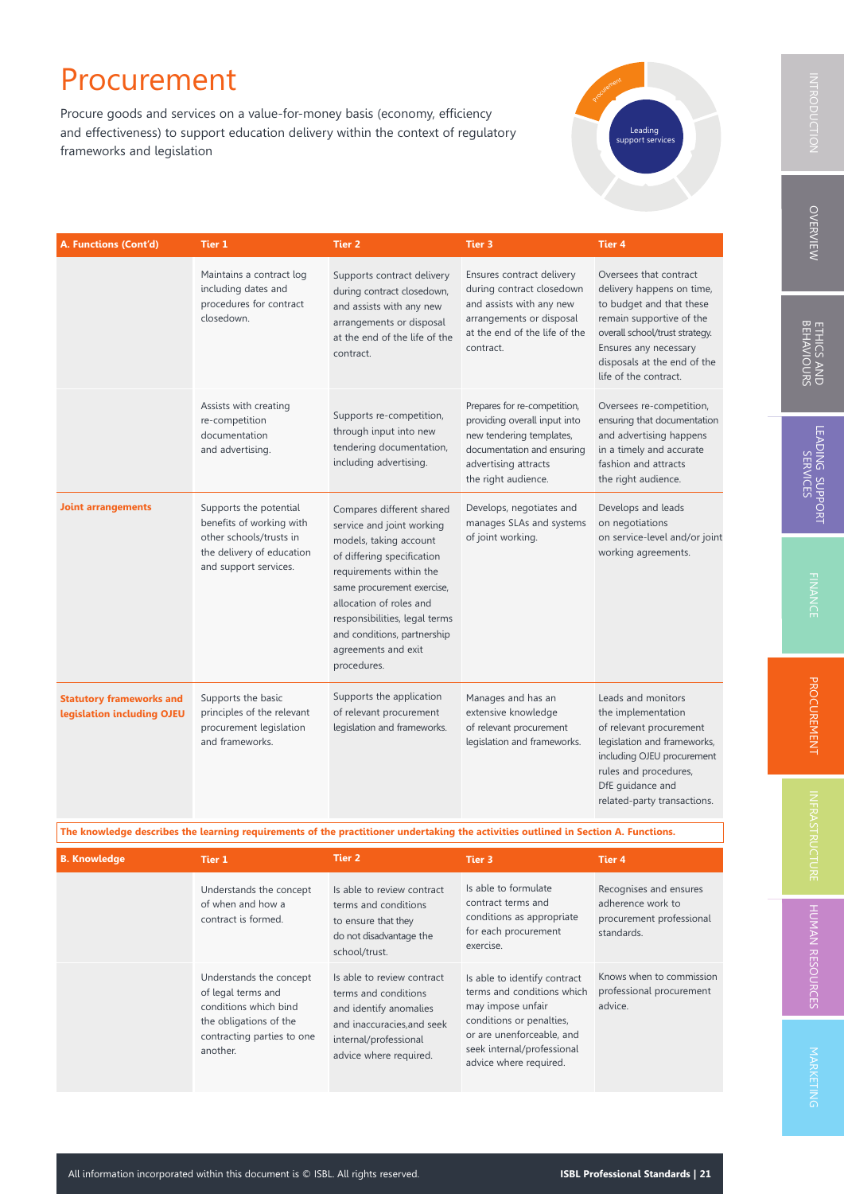# Procurement

Procure goods and services on a value-for-money basis (economy, efficiency and effectiveness) to support education delivery within the context of regulatory frameworks and legislation

| A. Functions (Cont'd) | Tier 1 | Tier 2 | Tier 3 | Tier 4 |
|---|---|---|---|---|
| | Maintains a contract log including dates and procedures for contract closedown. | Supports contract delivery during contract closedown, and assists with any new arrangements or disposal at the end of the life of the contract. | Ensures contract delivery during contract closedown and assists with any new arrangements or disposal at the end of the life of the contract. | Oversees that contract delivery happens on time, to budget and that these remain supportive of the overall school/trust strategy. Ensures any necessary disposals at the end of the life of the contract. |
| | Assists with creating re-competition documentation and advertising. | Supports re-competition, through input into new tendering documentation, including advertising. | Prepares for re-competition, providing overall input into new tendering templates, documentation and ensuring advertising attracts the right audience. | Oversees re-competition, ensuring that documentation and advertising happens in a timely and accurate fashion and attracts the right audience. |
| **Joint arrangements** | Supports the potential benefits of working with other schools/trusts in the delivery of education and support services. | Compares different shared service and joint working models, taking account of differing specification requirements within the same procurement exercise, allocation of roles and responsibilities, legal terms and conditions, partnership agreements and exit procedures. | Develops, negotiates and manages SLAs and systems of joint working. | Develops and leads on negotiations on service-level and/or joint working agreements. |
| **Statutory frameworks and legislation including OJEU** | Supports the basic principles of the relevant procurement legislation and frameworks. | Supports the application of relevant procurement legislation and frameworks. | Manages and has an extensive knowledge of relevant procurement legislation and frameworks. | Leads and monitors the implementation of relevant procurement legislation and frameworks, including OJEU procurement rules and procedures, DfE guidance and related-party transactions. |

**The knowledge describes the learning requirements of the practitioner undertaking the activities outlined in Section A. Functions.**

| B. Knowledge | Tier 1 | Tier 2 | Tier 3 | Tier 4 |
|---|---|---|---|---|
| | Understands the concept of when and how a contract is formed. | Is able to review contract terms and conditions to ensure that they do not disadvantage the school/trust. | Is able to formulate contract terms and conditions as appropriate for each procurement exercise. | Recognises and ensures adherence work to procurement professional standards. |
| | Understands the concept of legal terms and conditions which bind the obligations of the contracting parties to one another. | Is able to review contract terms and conditions and identify anomalies and inaccuracies,and seek internal/professional advice where required. | Is able to identify contract terms and conditions which may impose unfair conditions or penalties, or are unenforceable, and seek internal/professional advice where required. | Knows when to commission professional procurement advice. |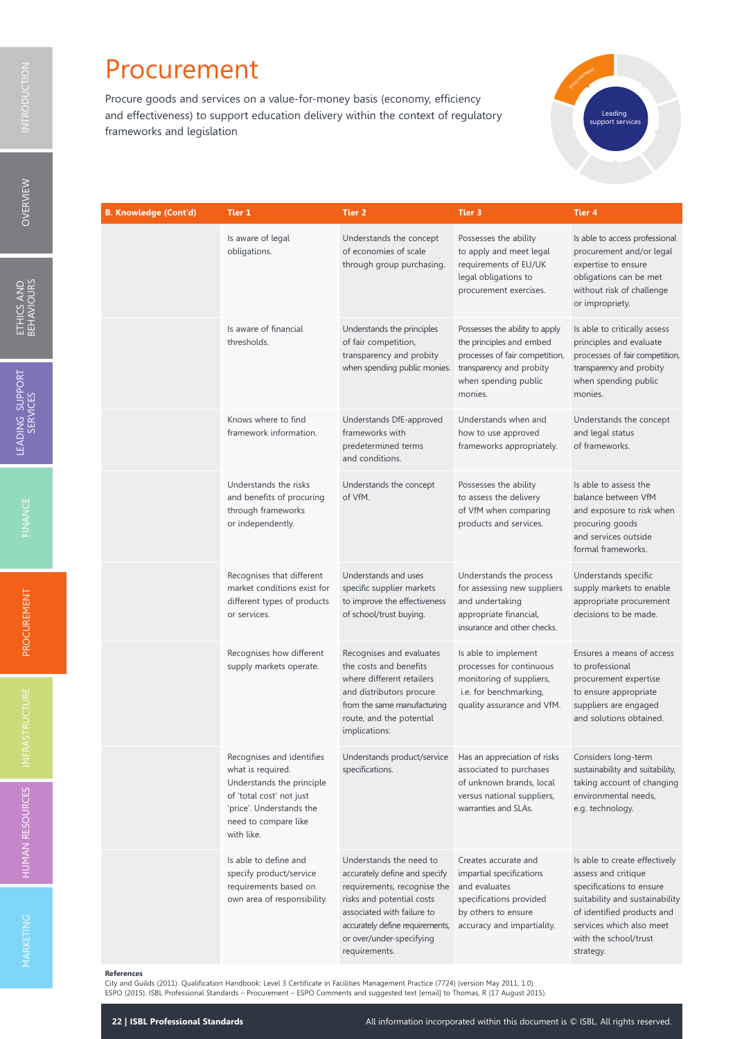# Procurement

Procure goods and services on a value-for-money basis (economy, efficiency and effectiveness) to support education delivery within the context of regulatory frameworks and legislation

| B. Knowledge (Cont'd) | Tier 1 | Tier 2 | Tier 3 | Tier 4 |
|---|---|---|---|---|
| | Is aware of legal obligations. | Understands the concept of economies of scale through group purchasing. | Possesses the ability to apply and meet legal requirements of EU/UK legal obligations to procurement exercises. | Is able to access professional procurement and/or legal expertise to ensure obligations can be met without risk of challenge or impropriety. |
| | Is aware of financial thresholds. | Understands the principles of fair competition, transparency and probity when spending public monies. | Possesses the ability to apply the principles and embed processes of fair competition, transparency and probity when spending public monies. | Is able to critically assess principles and evaluate processes of fair competition, transparency and probity when spending public monies. |
| | Knows where to find framework information. | Understands DfE-approved frameworks with predetermined terms and conditions. | Understands when and how to use approved frameworks appropriately. | Understands the concept and legal status of frameworks. |
| | Understands the risks and benefits of procuring through frameworks or independently. | Understands the concept of VfM. | Possesses the ability to assess the delivery of VfM when comparing products and services. | Is able to assess the balance between VfM and exposure to risk when procuring goods and services outside formal frameworks. |
| | Recognises that different market conditions exist for different types of products or services. | Understands and uses specific supplier markets to improve the effectiveness of school/trust buying. | Understands the process for assessing new suppliers and undertaking appropriate financial, insurance and other checks. | Understands specific supply markets to enable appropriate procurement decisions to be made. |
| | Recognises how different supply markets operate. | Recognises and evaluates the costs and benefits where different retailers and distributors procure from the same manufacturing route, and the potential implications. | Is able to implement processes for continuous monitoring of suppliers, i.e. for benchmarking, quality assurance and VfM. | Ensures a means of access to professional procurement expertise to ensure appropriate suppliers are engaged and solutions obtained. |
| | Recognises and identifies what is required. Understands the principle of 'total cost' not just 'price'. Understands the need to compare like with like. | Understands product/service specifications. | Has an appreciation of risks associated to purchases of unknown brands, local versus national suppliers, warranties and SLAs. | Considers long-term sustainability and suitability, taking account of changing environmental needs, e.g. technology. |
| | Is able to define and specify product/service requirements based on own area of responsibility. | Understands the need to accurately define and specify requirements, recognise the risks and potential costs associated with failure to accurately define requirements, or over/under-specifying requirements. | Creates accurate and impartial specifications and evaluates specifications provided by others to ensure accuracy and impartiality. | Is able to create effectively assess and critique specifications to ensure suitability and sustainability of identified products and services which also meet with the school/trust strategy. |

**References**

City and Guilds (2011). Qualification Handbook: Level 3 Certificate in Facilities Management Practice (7724) (version May 2011, 1.0).
ESPO (2015). ISBL Professional Standards – Procurement – ESPO Comments and suggested text [email] to Thomas, R (17 August 2015).